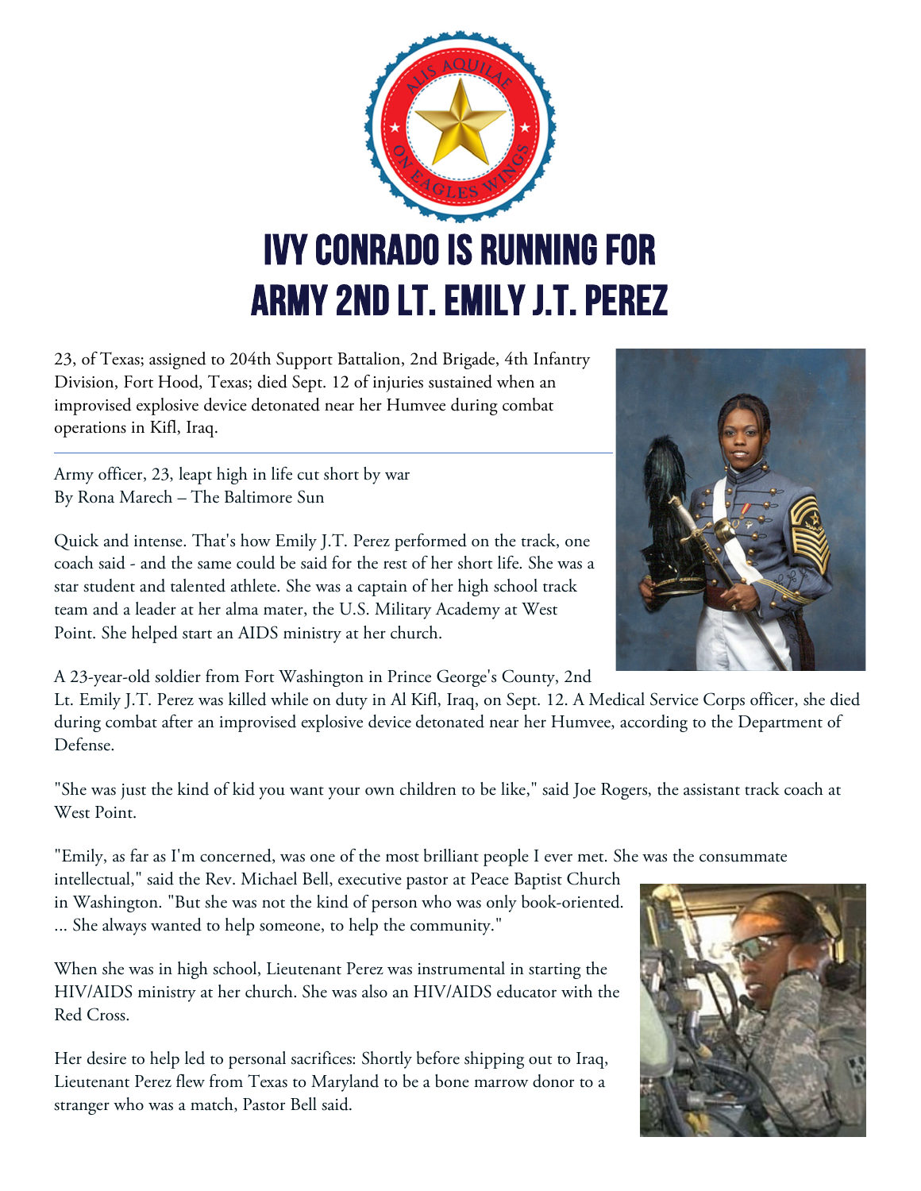# IVY CONRADO IS RUNNING FOR ARMY 2ND LT. EMILY J.T. PEREZ

23, of Texas; assigned to 204th Support Battalion, 2nd Brigade, 4th Infantry Division, Fort Hood, Texas; died Sept. 12 of injuries sustained when an improvised explosive device detonated near her Humvee during combat operations in Kifl, Iraq.

---

Army officer, 23, leapt high in life cut short by war
By Rona Marech – The Baltimore Sun

Quick and intense. That's how Emily J.T. Perez performed on the track, one coach said - and the same could be said for the rest of her short life. She was a star student and talented athlete. She was a captain of her high school track team and a leader at her alma mater, the U.S. Military Academy at West Point. She helped start an AIDS ministry at her church.

A 23-year-old soldier from Fort Washington in Prince George's County, 2nd Lt. Emily J.T. Perez was killed while on duty in Al Kifl, Iraq, on Sept. 12. A Medical Service Corps officer, she died during combat after an improvised explosive device detonated near her Humvee, according to the Department of Defense.

"She was just the kind of kid you want your own children to be like," said Joe Rogers, the assistant track coach at West Point.

"Emily, as far as I'm concerned, was one of the most brilliant people I ever met. She was the consummate intellectual," said the Rev. Michael Bell, executive pastor at Peace Baptist Church in Washington. "But she was not the kind of person who was only book-oriented. ... She always wanted to help someone, to help the community."

When she was in high school, Lieutenant Perez was instrumental in starting the HIV/AIDS ministry at her church. She was also an HIV/AIDS educator with the Red Cross.

Her desire to help led to personal sacrifices: Shortly before shipping out to Iraq, Lieutenant Perez flew from Texas to Maryland to be a bone marrow donor to a stranger who was a match, Pastor Bell said.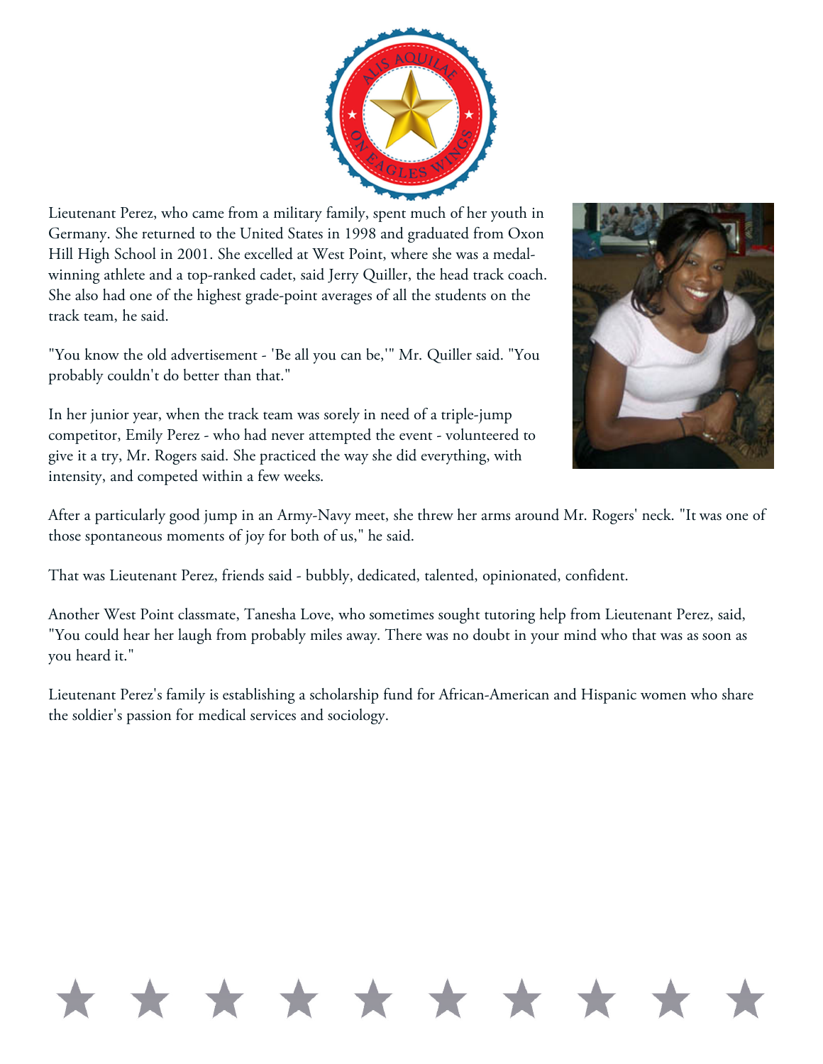Lieutenant Perez, who came from a military family, spent much of her youth in Germany. She returned to the United States in 1998 and graduated from Oxon Hill High School in 2001. She excelled at West Point, where she was a medal-winning athlete and a top-ranked cadet, said Jerry Quiller, the head track coach. She also had one of the highest grade-point averages of all the students on the track team, he said.

"You know the old advertisement - 'Be all you can be,'" Mr. Quiller said. "You probably couldn't do better than that."

In her junior year, when the track team was sorely in need of a triple-jump competitor, Emily Perez - who had never attempted the event - volunteered to give it a try, Mr. Rogers said. She practiced the way she did everything, with intensity, and competed within a few weeks.

After a particularly good jump in an Army-Navy meet, she threw her arms around Mr. Rogers' neck. "It was one of those spontaneous moments of joy for both of us," he said.

That was Lieutenant Perez, friends said - bubbly, dedicated, talented, opinionated, confident.

Another West Point classmate, Tanesha Love, who sometimes sought tutoring help from Lieutenant Perez, said, "You could hear her laugh from probably miles away. There was no doubt in your mind who that was as soon as you heard it."

Lieutenant Perez's family is establishing a scholarship fund for African-American and Hispanic women who share the soldier's passion for medical services and sociology.